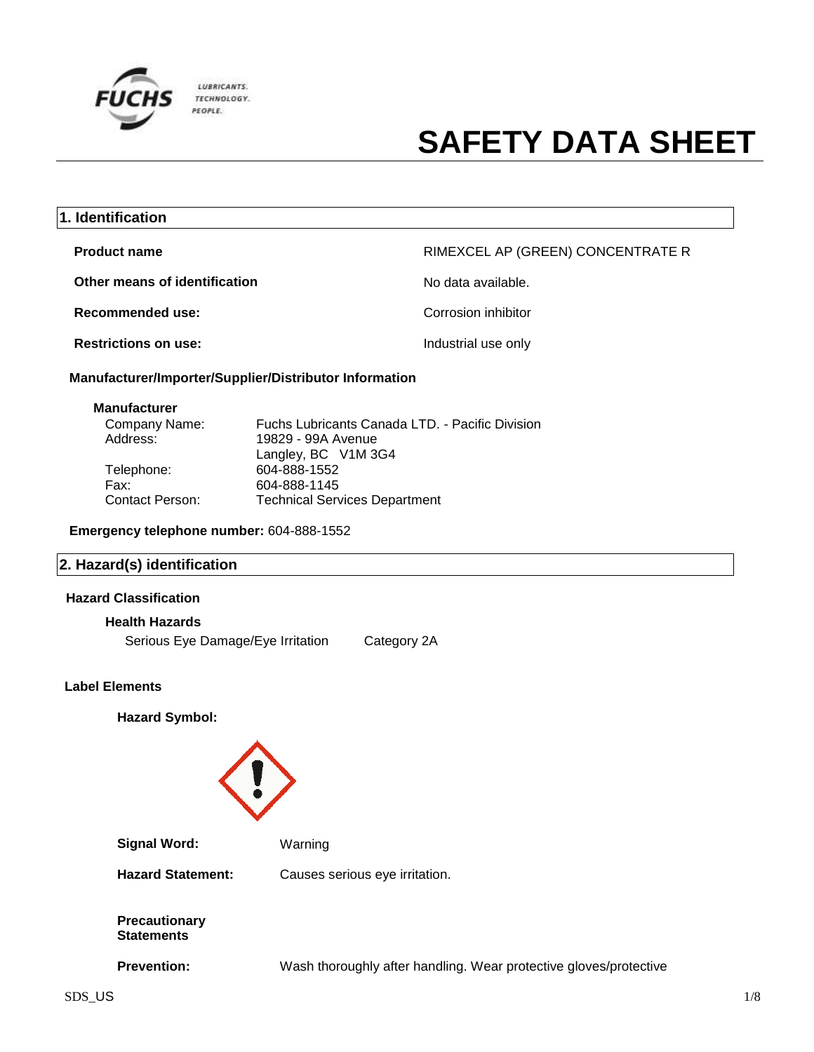# SAFETY DATA SHEET

## 1. Identification

| | |
|---|---|
| **Product name** | RIMEXCEL AP (GREEN) CONCENTRATE R |
| **Other means of identification** | No data available. |
| **Recommended use:** | Corrosion inhibitor |
| **Restrictions on use:** | Industrial use only |

**Manufacturer/Importer/Supplier/Distributor Information**

**Manufacturer**

| | |
|---|---|
| Company Name: | Fuchs Lubricants Canada LTD. - Pacific Division |
| Address: | 19829 - 99A Avenue<br>Langley, BC V1M 3G4 |
| Telephone: | 604-888-1552 |
| Fax: | 604-888-1145 |
| Contact Person: | Technical Services Department |

**Emergency telephone number:** 604-888-1552

## 2. Hazard(s) identification

**Hazard Classification**

**Health Hazards**

Serious Eye Damage/Eye Irritation Category 2A

**Label Elements**

**Hazard Symbol:**

**Signal Word:** Warning

**Hazard Statement:** Causes serious eye irritation.

**Precautionary Statements**

**Prevention:** Wash thoroughly after handling. Wear protective gloves/protective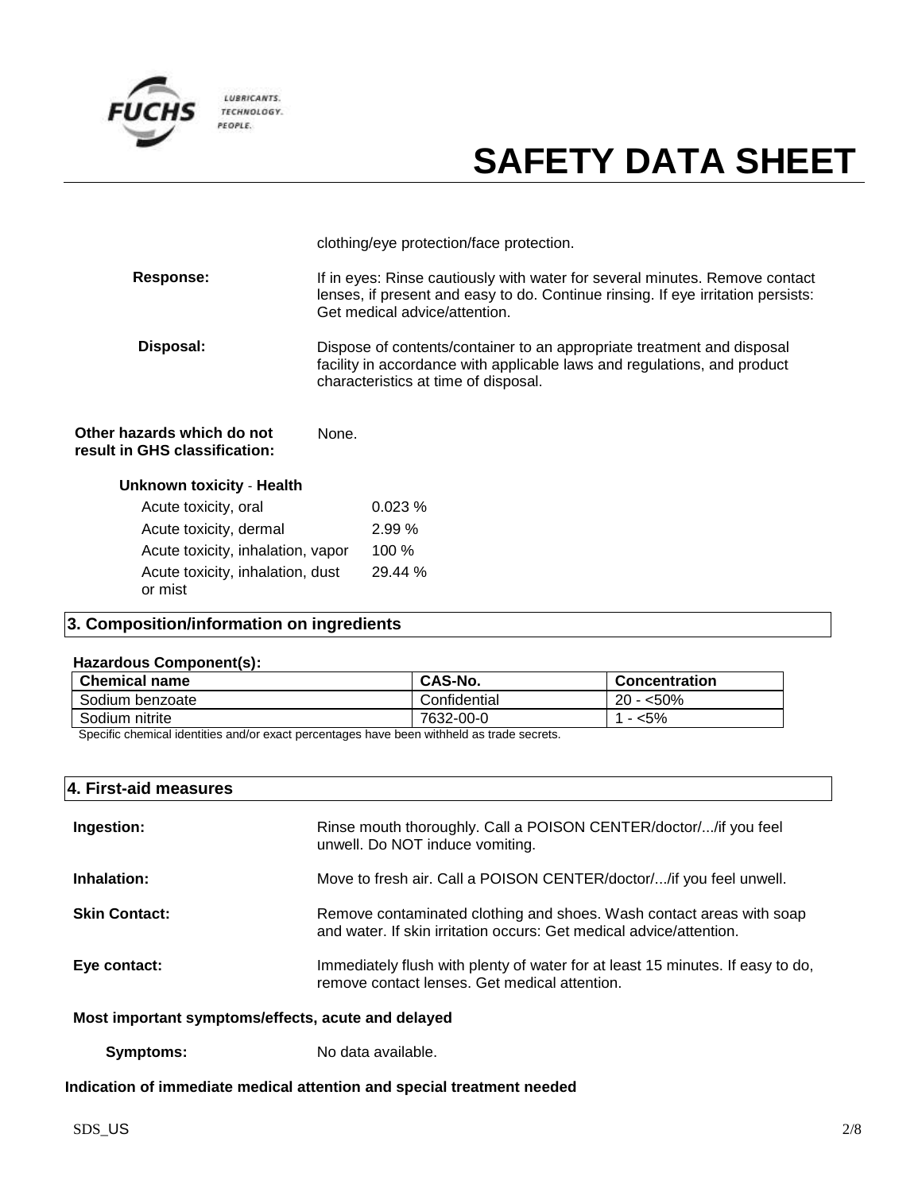clothing/eye protection/face protection.

**Response:** If in eyes: Rinse cautiously with water for several minutes. Remove contact lenses, if present and easy to do. Continue rinsing. If eye irritation persists: Get medical advice/attention.

**Disposal:** Dispose of contents/container to an appropriate treatment and disposal facility in accordance with applicable laws and regulations, and product characteristics at time of disposal.

**Other hazards which do not result in GHS classification:** None.

**Unknown toxicity - Health**

| | |
|---|---|
| Acute toxicity, oral | 0.023 % |
| Acute toxicity, dermal | 2.99 % |
| Acute toxicity, inhalation, vapor | 100 % |
| Acute toxicity, inhalation, dust or mist | 29.44 % |

## 3. Composition/information on ingredients

**Hazardous Component(s):**

| Chemical name | CAS-No. | Concentration |
|---|---|---|
| Sodium benzoate | Confidential | 20 - <50% |
| Sodium nitrite | 7632-00-0 | 1 - <5% |

Specific chemical identities and/or exact percentages have been withheld as trade secrets.

## 4. First-aid measures

**Ingestion:** Rinse mouth thoroughly. Call a POISON CENTER/doctor/.../if you feel unwell. Do NOT induce vomiting.

**Inhalation:** Move to fresh air. Call a POISON CENTER/doctor/.../if you feel unwell.

**Skin Contact:** Remove contaminated clothing and shoes. Wash contact areas with soap and water. If skin irritation occurs: Get medical advice/attention.

**Eye contact:** Immediately flush with plenty of water for at least 15 minutes. If easy to do, remove contact lenses. Get medical attention.

**Most important symptoms/effects, acute and delayed**

**Symptoms:** No data available.

**Indication of immediate medical attention and special treatment needed**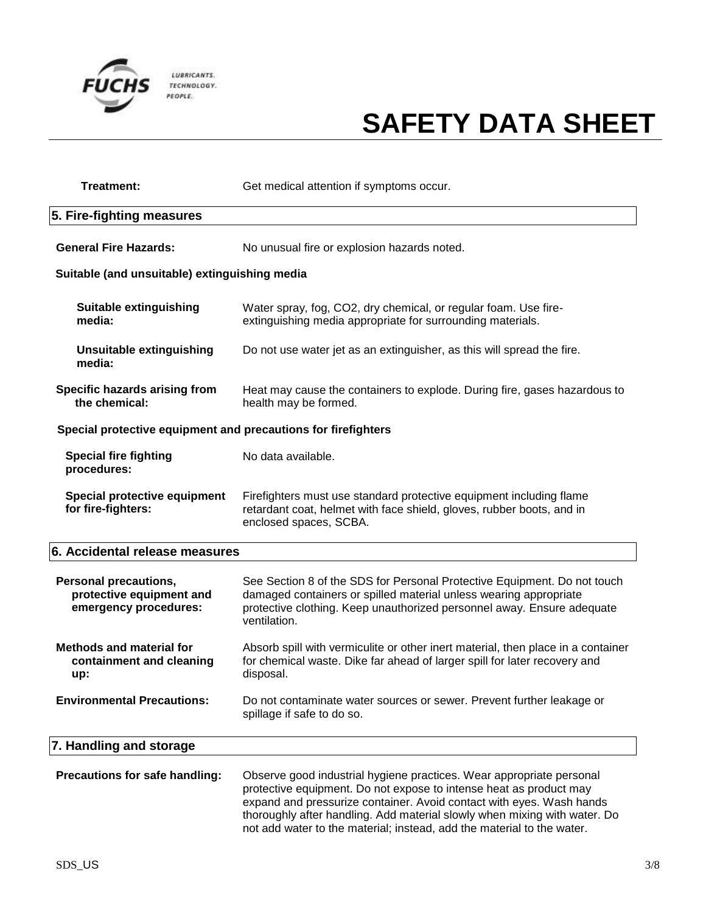**Treatment:** Get medical attention if symptoms occur.

## 5. Fire-fighting measures

**General Fire Hazards:** No unusual fire or explosion hazards noted.

**Suitable (and unsuitable) extinguishing media**

**Suitable extinguishing media:** Water spray, fog, $CO_2$, dry chemical, or regular foam. Use fire-extinguishing media appropriate for surrounding materials.

**Unsuitable extinguishing media:** Do not use water jet as an extinguisher, as this will spread the fire.

**Specific hazards arising from the chemical:** Heat may cause the containers to explode. During fire, gases hazardous to health may be formed.

**Special protective equipment and precautions for firefighters**

**Special fire fighting procedures:** No data available.

**Special protective equipment for fire-fighters:** Firefighters must use standard protective equipment including flame retardant coat, helmet with face shield, gloves, rubber boots, and in enclosed spaces, SCBA.

## 6. Accidental release measures

**Personal precautions, protective equipment and emergency procedures:** See Section 8 of the SDS for Personal Protective Equipment. Do not touch damaged containers or spilled material unless wearing appropriate protective clothing. Keep unauthorized personnel away. Ensure adequate ventilation.

**Methods and material for containment and cleaning up:** Absorb spill with vermiculite or other inert material, then place in a container for chemical waste. Dike far ahead of larger spill for later recovery and disposal.

**Environmental Precautions:** Do not contaminate water sources or sewer. Prevent further leakage or spillage if safe to do so.

## 7. Handling and storage

**Precautions for safe handling:** Observe good industrial hygiene practices. Wear appropriate personal protective equipment. Do not expose to intense heat as product may expand and pressurize container. Avoid contact with eyes. Wash hands thoroughly after handling. Add material slowly when mixing with water. Do not add water to the material; instead, add the material to the water.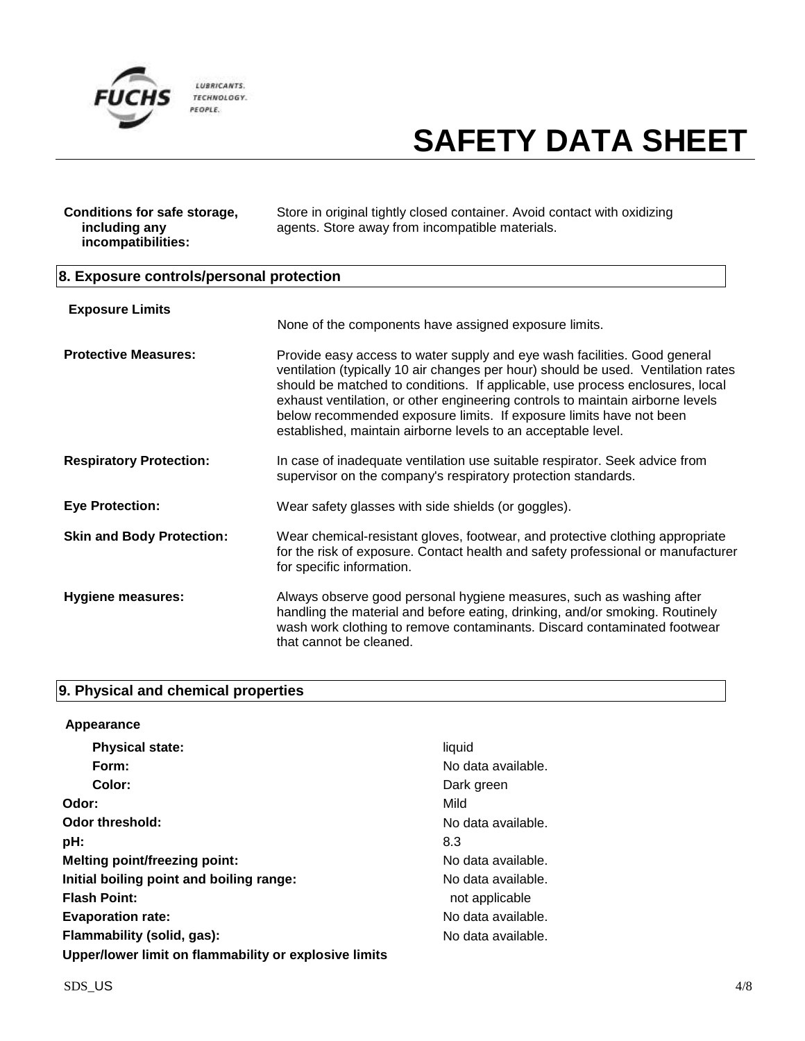| | |
|---|---|
| **Conditions for safe storage, including any incompatibilities:** | Store in original tightly closed container. Avoid contact with oxidizing agents. Store away from incompatible materials. |

## 8. Exposure controls/personal protection

| | |
|---|---|
| **Exposure Limits** | None of the components have assigned exposure limits. |
| **Protective Measures:** | Provide easy access to water supply and eye wash facilities. Good general ventilation (typically 10 air changes per hour) should be used. Ventilation rates should be matched to conditions. If applicable, use process enclosures, local exhaust ventilation, or other engineering controls to maintain airborne levels below recommended exposure limits. If exposure limits have not been established, maintain airborne levels to an acceptable level. |
| **Respiratory Protection:** | In case of inadequate ventilation use suitable respirator. Seek advice from supervisor on the company's respiratory protection standards. |
| **Eye Protection:** | Wear safety glasses with side shields (or goggles). |
| **Skin and Body Protection:** | Wear chemical-resistant gloves, footwear, and protective clothing appropriate for the risk of exposure. Contact health and safety professional or manufacturer for specific information. |
| **Hygiene measures:** | Always observe good personal hygiene measures, such as washing after handling the material and before eating, drinking, and/or smoking. Routinely wash work clothing to remove contaminants. Discard contaminated footwear that cannot be cleaned. |

## 9. Physical and chemical properties

**Appearance**

| | |
|---|---|
| **Physical state:** | liquid |
| **Form:** | No data available. |
| **Color:** | Dark green |
| **Odor:** | Mild |
| **Odor threshold:** | No data available. |
| **pH:** | 8.3 |
| **Melting point/freezing point:** | No data available. |
| **Initial boiling point and boiling range:** | No data available. |
| **Flash Point:** | not applicable |
| **Evaporation rate:** | No data available. |
| **Flammability (solid, gas):** | No data available. |
| **Upper/lower limit on flammability or explosive limits** | |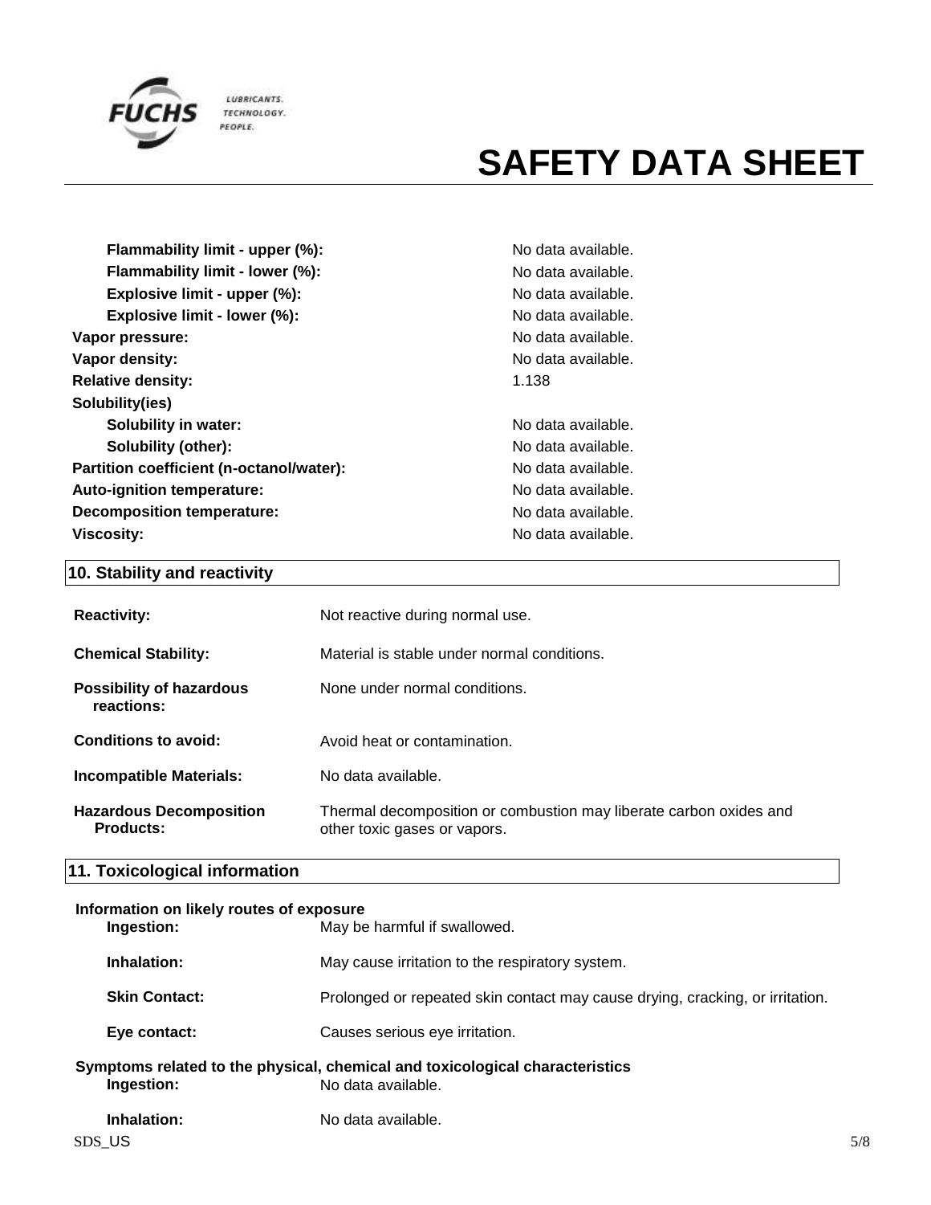| | |
|---|---|
| **Flammability limit - upper (%):** | No data available. |
| **Flammability limit - lower (%):** | No data available. |
| **Explosive limit - upper (%):** | No data available. |
| **Explosive limit - lower (%):** | No data available. |
| **Vapor pressure:** | No data available. |
| **Vapor density:** | No data available. |
| **Relative density:** | 1.138 |
| **Solubility(ies)** | |
| **Solubility in water:** | No data available. |
| **Solubility (other):** | No data available. |
| **Partition coefficient (n-octanol/water):** | No data available. |
| **Auto-ignition temperature:** | No data available. |
| **Decomposition temperature:** | No data available. |
| **Viscosity:** | No data available. |

## 10. Stability and reactivity

| | |
|---|---|
| **Reactivity:** | Not reactive during normal use. |
| **Chemical Stability:** | Material is stable under normal conditions. |
| **Possibility of hazardous reactions:** | None under normal conditions. |
| **Conditions to avoid:** | Avoid heat or contamination. |
| **Incompatible Materials:** | No data available. |
| **Hazardous Decomposition Products:** | Thermal decomposition or combustion may liberate carbon oxides and other toxic gases or vapors. |

## 11. Toxicological information

**Information on likely routes of exposure**

| | |
|---|---|
| **Ingestion:** | May be harmful if swallowed. |
| **Inhalation:** | May cause irritation to the respiratory system. |
| **Skin Contact:** | Prolonged or repeated skin contact may cause drying, cracking, or irritation. |
| **Eye contact:** | Causes serious eye irritation. |

**Symptoms related to the physical, chemical and toxicological characteristics**

| | |
|---|---|
| **Ingestion:** | No data available. |
| **Inhalation:** | No data available. |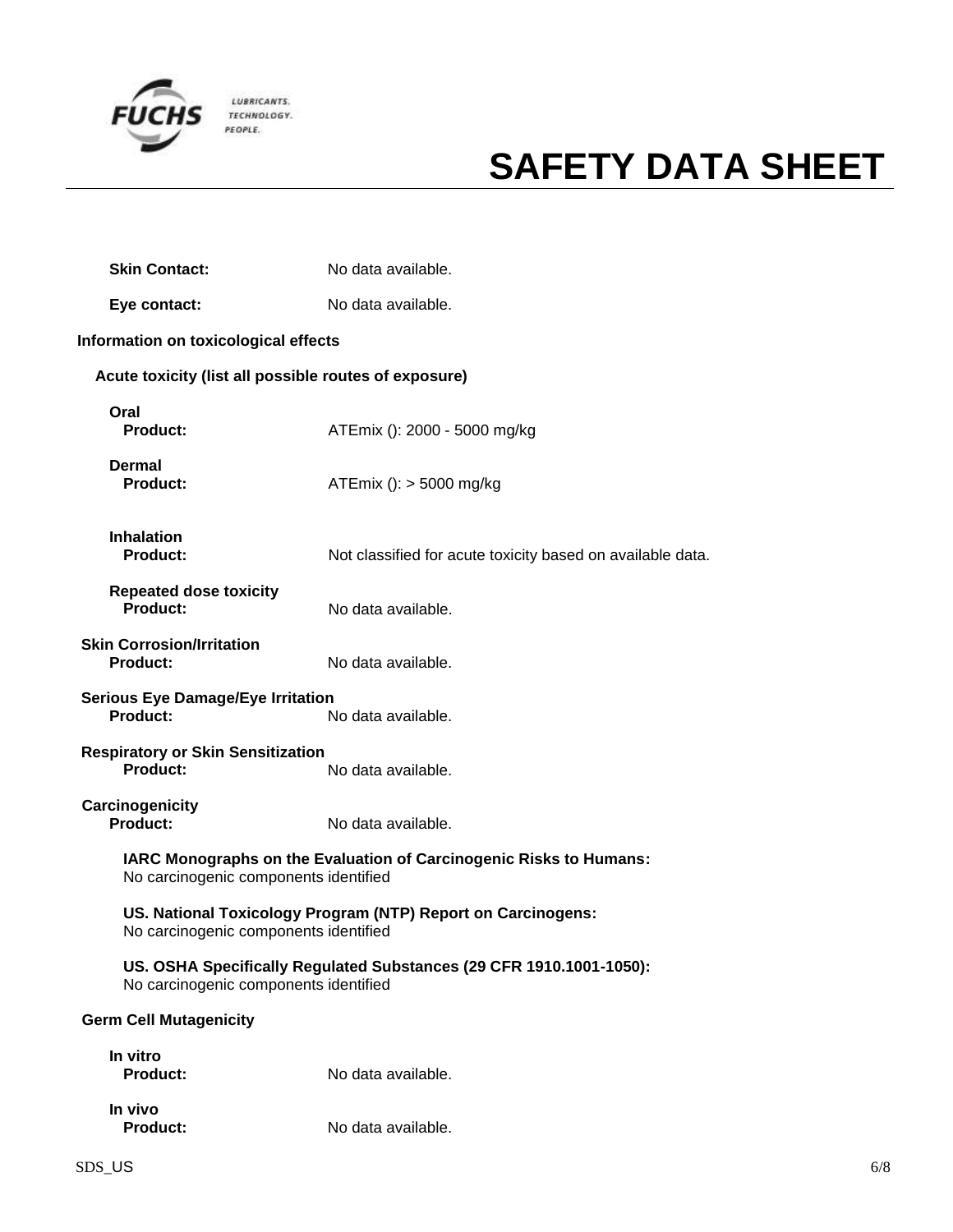**Skin Contact:** No data available.

**Eye contact:** No data available.

### Information on toxicological effects

#### Acute toxicity (list all possible routes of exposure)

**Oral**
**Product:** ATEmix (): 2000 - 5000 mg/kg

**Dermal**
**Product:** ATEmix (): > 5000 mg/kg

**Inhalation**
**Product:** Not classified for acute toxicity based on available data.

**Repeated dose toxicity**
**Product:** No data available.

**Skin Corrosion/Irritation**
**Product:** No data available.

**Serious Eye Damage/Eye Irritation**
**Product:** No data available.

**Respiratory or Skin Sensitization**
**Product:** No data available.

**Carcinogenicity**
**Product:** No data available.

**IARC Monographs on the Evaluation of Carcinogenic Risks to Humans:**
No carcinogenic components identified

**US. National Toxicology Program (NTP) Report on Carcinogens:**
No carcinogenic components identified

**US. OSHA Specifically Regulated Substances (29 CFR 1910.1001-1050):**
No carcinogenic components identified

**Germ Cell Mutagenicity**

**In vitro**
**Product:** No data available.

**In vivo**
**Product:** No data available.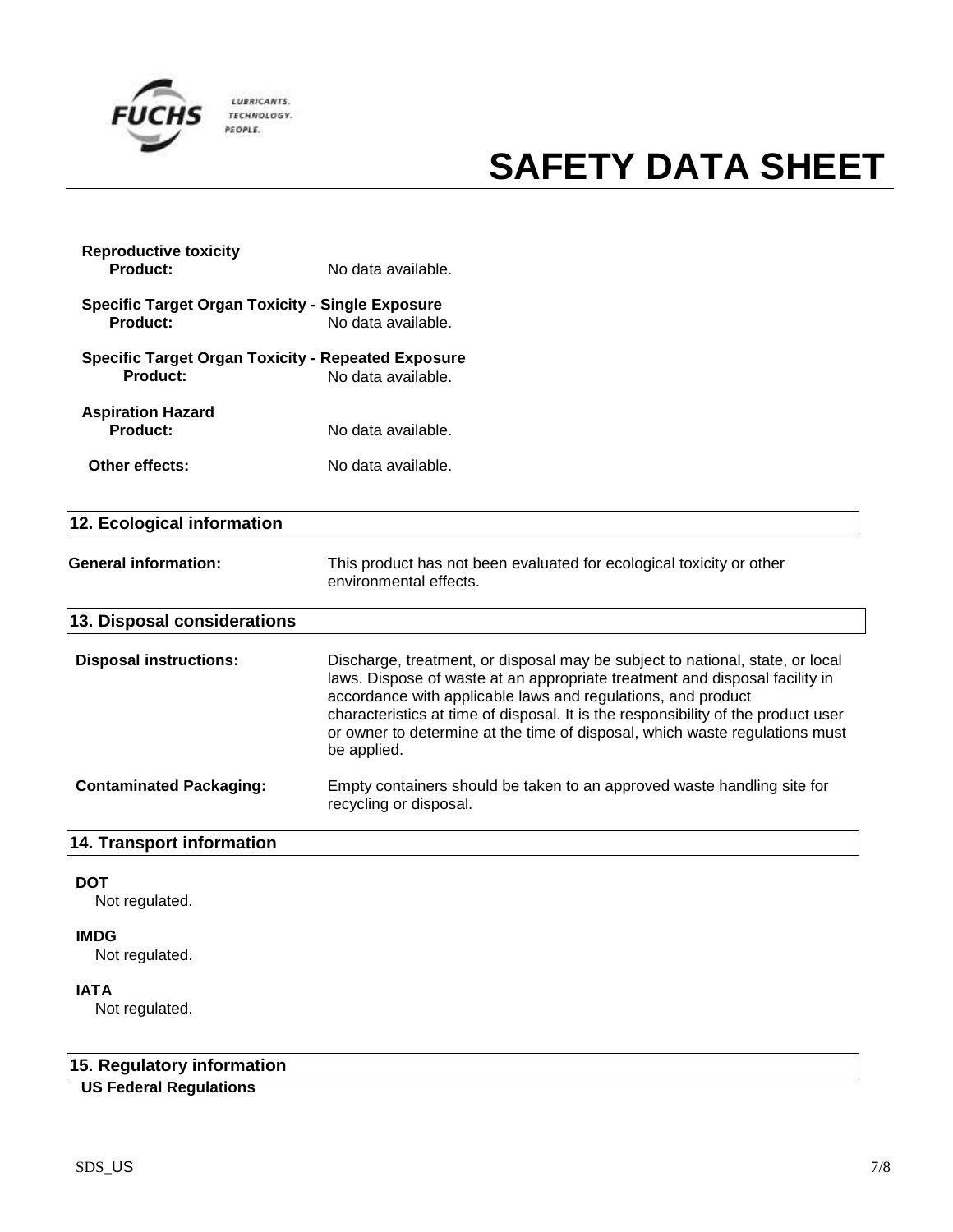**Reproductive toxicity**

**Product:** No data available.

**Specific Target Organ Toxicity - Single Exposure**

**Product:** No data available.

**Specific Target Organ Toxicity - Repeated Exposure**

**Product:** No data available.

**Aspiration Hazard**

**Product:** No data available.

**Other effects:** No data available.

## 12. Ecological information

**General information:** This product has not been evaluated for ecological toxicity or other environmental effects.

## 13. Disposal considerations

**Disposal instructions:** Discharge, treatment, or disposal may be subject to national, state, or local laws. Dispose of waste at an appropriate treatment and disposal facility in accordance with applicable laws and regulations, and product characteristics at time of disposal. It is the responsibility of the product user or owner to determine at the time of disposal, which waste regulations must be applied.

**Contaminated Packaging:** Empty containers should be taken to an approved waste handling site for recycling or disposal.

## 14. Transport information

**DOT**

Not regulated.

**IMDG**

Not regulated.

**IATA**

Not regulated.

## 15. Regulatory information

**US Federal Regulations**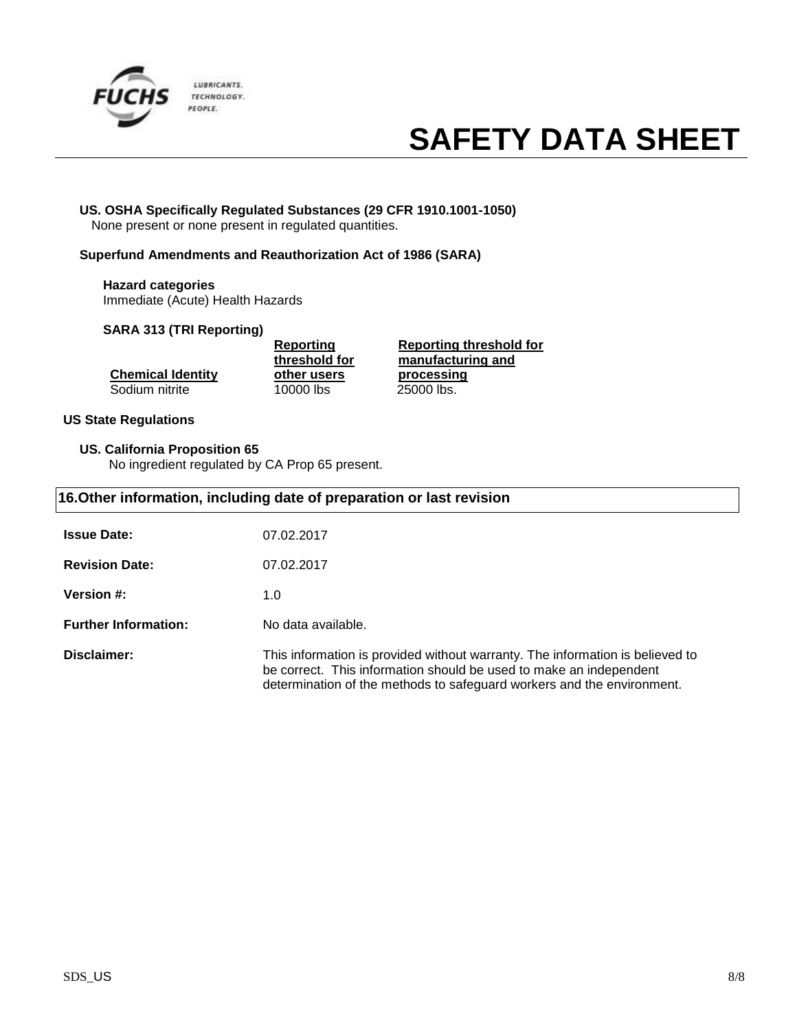**US. OSHA Specifically Regulated Substances (29 CFR 1910.1001-1050)**

None present or none present in regulated quantities.

**Superfund Amendments and Reauthorization Act of 1986 (SARA)**

**Hazard categories**

Immediate (Acute) Health Hazards

**SARA 313 (TRI Reporting)**

| Chemical Identity | Reporting threshold for other users | Reporting threshold for manufacturing and processing |
|---|---|---|
| Sodium nitrite | 10000 lbs | 25000 lbs. |

**US State Regulations**

**US. California Proposition 65**

No ingredient regulated by CA Prop 65 present.

## 16.Other information, including date of preparation or last revision

**Issue Date:** 07.02.2017

**Revision Date:** 07.02.2017

**Version #:** 1.0

**Further Information:** No data available.

**Disclaimer:** This information is provided without warranty. The information is believed to be correct. This information should be used to make an independent determination of the methods to safeguard workers and the environment.